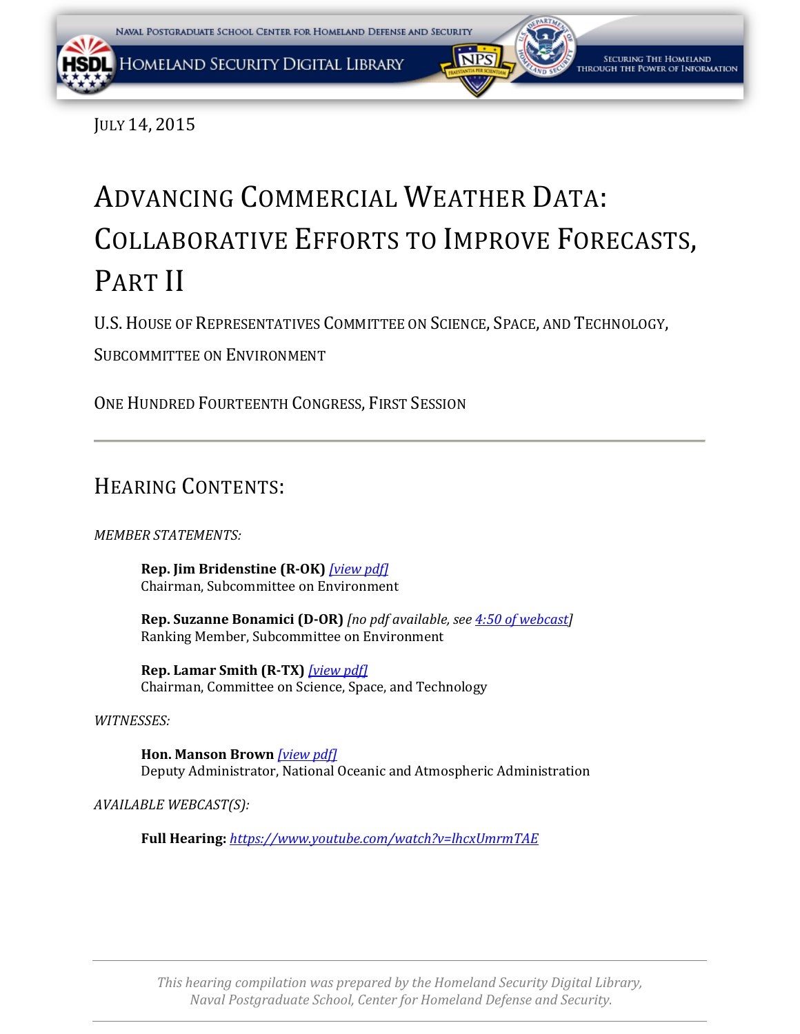July 14, 2015

# Advancing Commercial Weather Data: Collaborative Efforts to Improve Forecasts, Part II

U.S. House of Representatives Committee on Science, Space, and Technology, Subcommittee on Environment

One Hundred Fourteenth Congress, First Session

---

## Hearing Contents:

*MEMBER STATEMENTS:*

**Rep. Jim Bridenstine (R-OK)** *[view pdf]*
Chairman, Subcommittee on Environment

**Rep. Suzanne Bonamici (D-OR)** *[no pdf available, see 4:50 of webcast]*
Ranking Member, Subcommittee on Environment

**Rep. Lamar Smith (R-TX)** *[view pdf]*
Chairman, Committee on Science, Space, and Technology

*WITNESSES:*

**Hon. Manson Brown** *[view pdf]*
Deputy Administrator, National Oceanic and Atmospheric Administration

*AVAILABLE WEBCAST(S):*

**Full Hearing:** *https://www.youtube.com/watch?v=lhcxUmrmTAE*

---

*This hearing compilation was prepared by the Homeland Security Digital Library, Naval Postgraduate School, Center for Homeland Defense and Security.*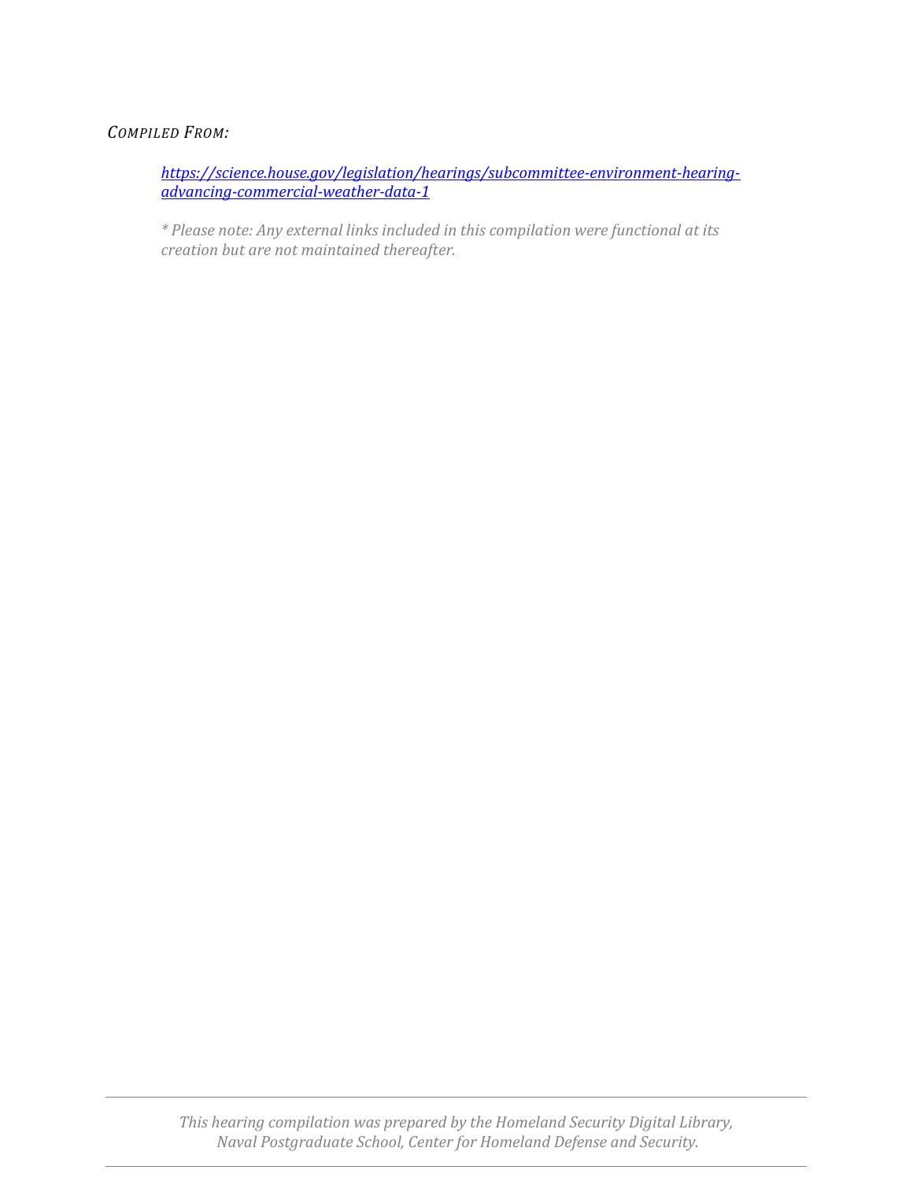*COMPILED FROM:*

> [https://science.house.gov/legislation/hearings/subcommittee-environment-hearing-advancing-commercial-weather-data-1](https://science.house.gov/legislation/hearings/subcommittee-environment-hearing-advancing-commercial-weather-data-1)
>
> *\* Please note: Any external links included in this compilation were functional at its creation but are not maintained thereafter.*

---

*This hearing compilation was prepared by the Homeland Security Digital Library, Naval Postgraduate School, Center for Homeland Defense and Security.*

---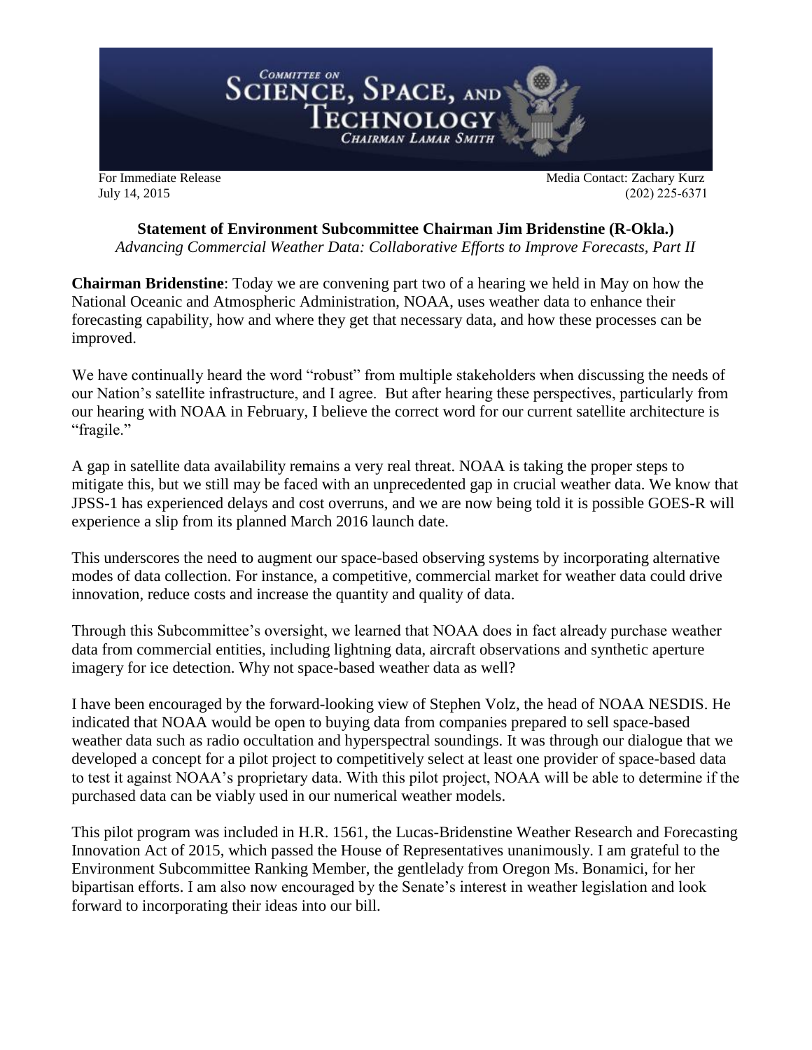**COMMITTEE ON SCIENCE, SPACE, AND TECHNOLOGY**
*CHAIRMAN LAMAR SMITH*

For Immediate Release
July 14, 2015

Media Contact: Zachary Kurz
(202) 225-6371

**Statement of Environment Subcommittee Chairman Jim Bridenstine (R-Okla.)**
*Advancing Commercial Weather Data: Collaborative Efforts to Improve Forecasts, Part II*

**Chairman Bridenstine**: Today we are convening part two of a hearing we held in May on how the National Oceanic and Atmospheric Administration, NOAA, uses weather data to enhance their forecasting capability, how and where they get that necessary data, and how these processes can be improved.

We have continually heard the word "robust" from multiple stakeholders when discussing the needs of our Nation's satellite infrastructure, and I agree. But after hearing these perspectives, particularly from our hearing with NOAA in February, I believe the correct word for our current satellite architecture is "fragile."

A gap in satellite data availability remains a very real threat. NOAA is taking the proper steps to mitigate this, but we still may be faced with an unprecedented gap in crucial weather data. We know that JPSS-1 has experienced delays and cost overruns, and we are now being told it is possible GOES-R will experience a slip from its planned March 2016 launch date.

This underscores the need to augment our space-based observing systems by incorporating alternative modes of data collection. For instance, a competitive, commercial market for weather data could drive innovation, reduce costs and increase the quantity and quality of data.

Through this Subcommittee's oversight, we learned that NOAA does in fact already purchase weather data from commercial entities, including lightning data, aircraft observations and synthetic aperture imagery for ice detection. Why not space-based weather data as well?

I have been encouraged by the forward-looking view of Stephen Volz, the head of NOAA NESDIS. He indicated that NOAA would be open to buying data from companies prepared to sell space-based weather data such as radio occultation and hyperspectral soundings. It was through our dialogue that we developed a concept for a pilot project to competitively select at least one provider of space-based data to test it against NOAA's proprietary data. With this pilot project, NOAA will be able to determine if the purchased data can be viably used in our numerical weather models.

This pilot program was included in H.R. 1561, the Lucas-Bridenstine Weather Research and Forecasting Innovation Act of 2015, which passed the House of Representatives unanimously. I am grateful to the Environment Subcommittee Ranking Member, the gentlelady from Oregon Ms. Bonamici, for her bipartisan efforts. I am also now encouraged by the Senate's interest in weather legislation and look forward to incorporating their ideas into our bill.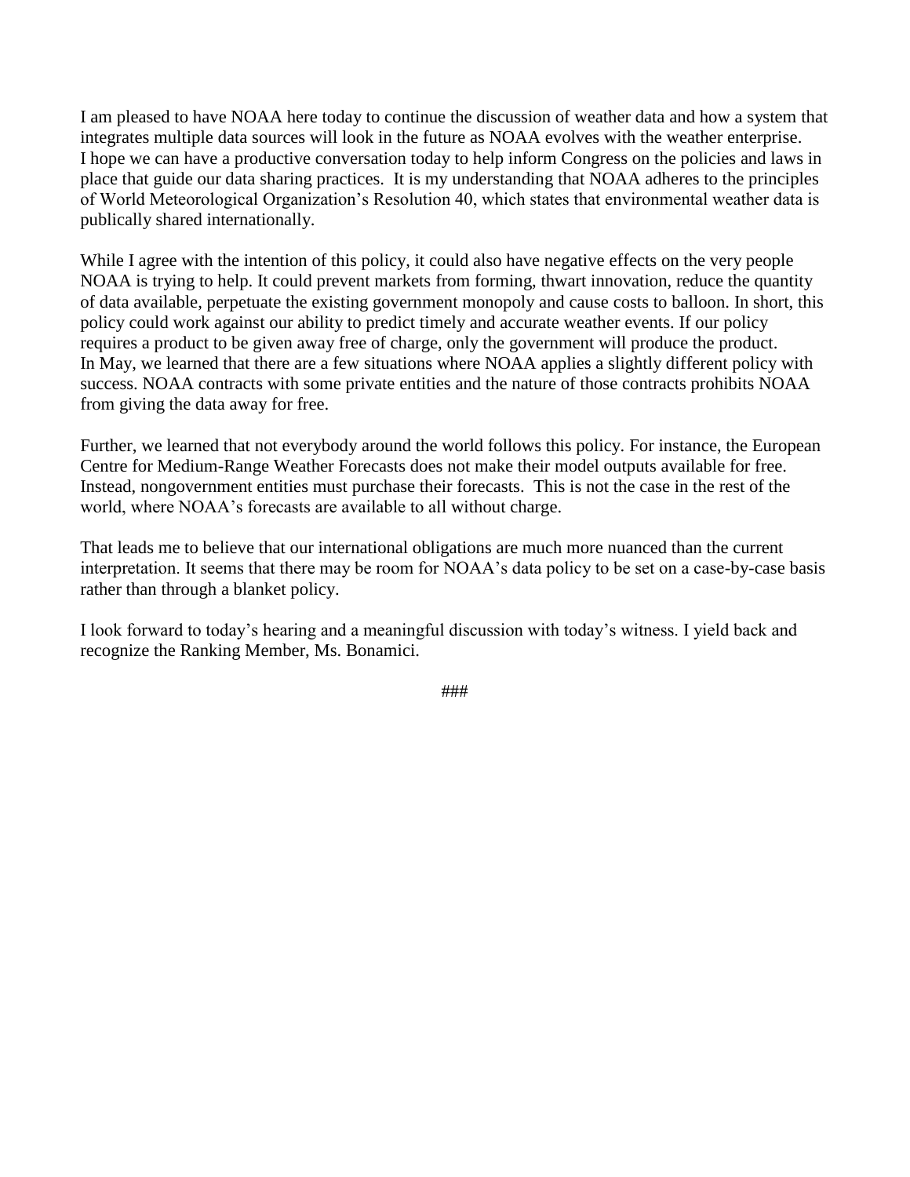I am pleased to have NOAA here today to continue the discussion of weather data and how a system that integrates multiple data sources will look in the future as NOAA evolves with the weather enterprise. I hope we can have a productive conversation today to help inform Congress on the policies and laws in place that guide our data sharing practices. It is my understanding that NOAA adheres to the principles of World Meteorological Organization's Resolution 40, which states that environmental weather data is publically shared internationally.

While I agree with the intention of this policy, it could also have negative effects on the very people NOAA is trying to help. It could prevent markets from forming, thwart innovation, reduce the quantity of data available, perpetuate the existing government monopoly and cause costs to balloon. In short, this policy could work against our ability to predict timely and accurate weather events. If our policy requires a product to be given away free of charge, only the government will produce the product. In May, we learned that there are a few situations where NOAA applies a slightly different policy with success. NOAA contracts with some private entities and the nature of those contracts prohibits NOAA from giving the data away for free.

Further, we learned that not everybody around the world follows this policy. For instance, the European Centre for Medium-Range Weather Forecasts does not make their model outputs available for free. Instead, nongovernment entities must purchase their forecasts. This is not the case in the rest of the world, where NOAA's forecasts are available to all without charge.

That leads me to believe that our international obligations are much more nuanced than the current interpretation. It seems that there may be room for NOAA's data policy to be set on a case-by-case basis rather than through a blanket policy.

I look forward to today's hearing and a meaningful discussion with today's witness. I yield back and recognize the Ranking Member, Ms. Bonamici.

###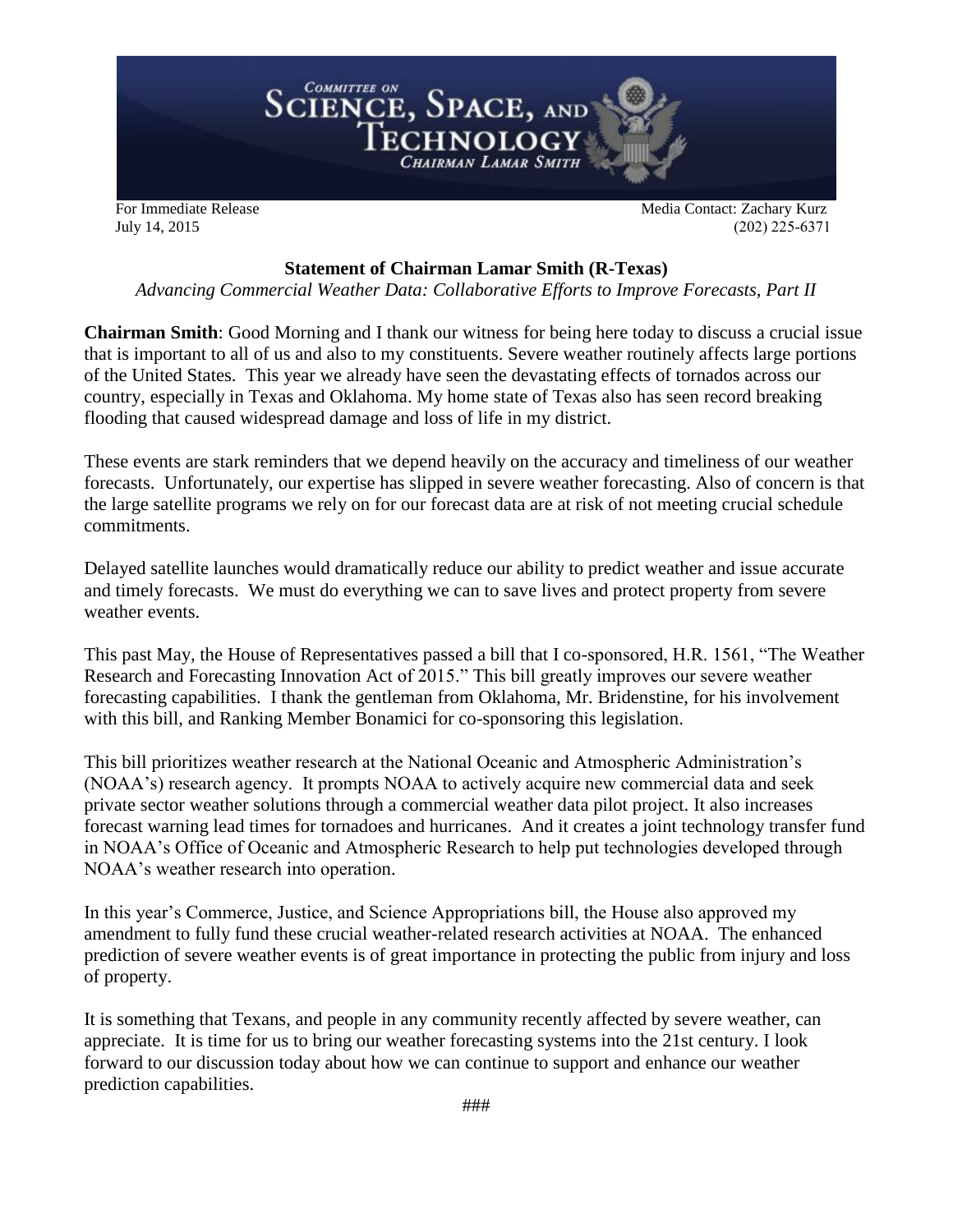**COMMITTEE ON SCIENCE, SPACE, AND TECHNOLOGY**
*CHAIRMAN LAMAR SMITH*

For Immediate Release
July 14, 2015

Media Contact: Zachary Kurz
(202) 225-6371

**Statement of Chairman Lamar Smith (R-Texas)**

*Advancing Commercial Weather Data: Collaborative Efforts to Improve Forecasts, Part II*

**Chairman Smith**: Good Morning and I thank our witness for being here today to discuss a crucial issue that is important to all of us and also to my constituents. Severe weather routinely affects large portions of the United States. This year we already have seen the devastating effects of tornados across our country, especially in Texas and Oklahoma. My home state of Texas also has seen record breaking flooding that caused widespread damage and loss of life in my district.

These events are stark reminders that we depend heavily on the accuracy and timeliness of our weather forecasts. Unfortunately, our expertise has slipped in severe weather forecasting. Also of concern is that the large satellite programs we rely on for our forecast data are at risk of not meeting crucial schedule commitments.

Delayed satellite launches would dramatically reduce our ability to predict weather and issue accurate and timely forecasts. We must do everything we can to save lives and protect property from severe weather events.

This past May, the House of Representatives passed a bill that I co-sponsored, H.R. 1561, "The Weather Research and Forecasting Innovation Act of 2015." This bill greatly improves our severe weather forecasting capabilities. I thank the gentleman from Oklahoma, Mr. Bridenstine, for his involvement with this bill, and Ranking Member Bonamici for co-sponsoring this legislation.

This bill prioritizes weather research at the National Oceanic and Atmospheric Administration's (NOAA's) research agency. It prompts NOAA to actively acquire new commercial data and seek private sector weather solutions through a commercial weather data pilot project. It also increases forecast warning lead times for tornadoes and hurricanes. And it creates a joint technology transfer fund in NOAA's Office of Oceanic and Atmospheric Research to help put technologies developed through NOAA's weather research into operation.

In this year's Commerce, Justice, and Science Appropriations bill, the House also approved my amendment to fully fund these crucial weather-related research activities at NOAA. The enhanced prediction of severe weather events is of great importance in protecting the public from injury and loss of property.

It is something that Texans, and people in any community recently affected by severe weather, can appreciate. It is time for us to bring our weather forecasting systems into the 21st century. I look forward to our discussion today about how we can continue to support and enhance our weather prediction capabilities.

###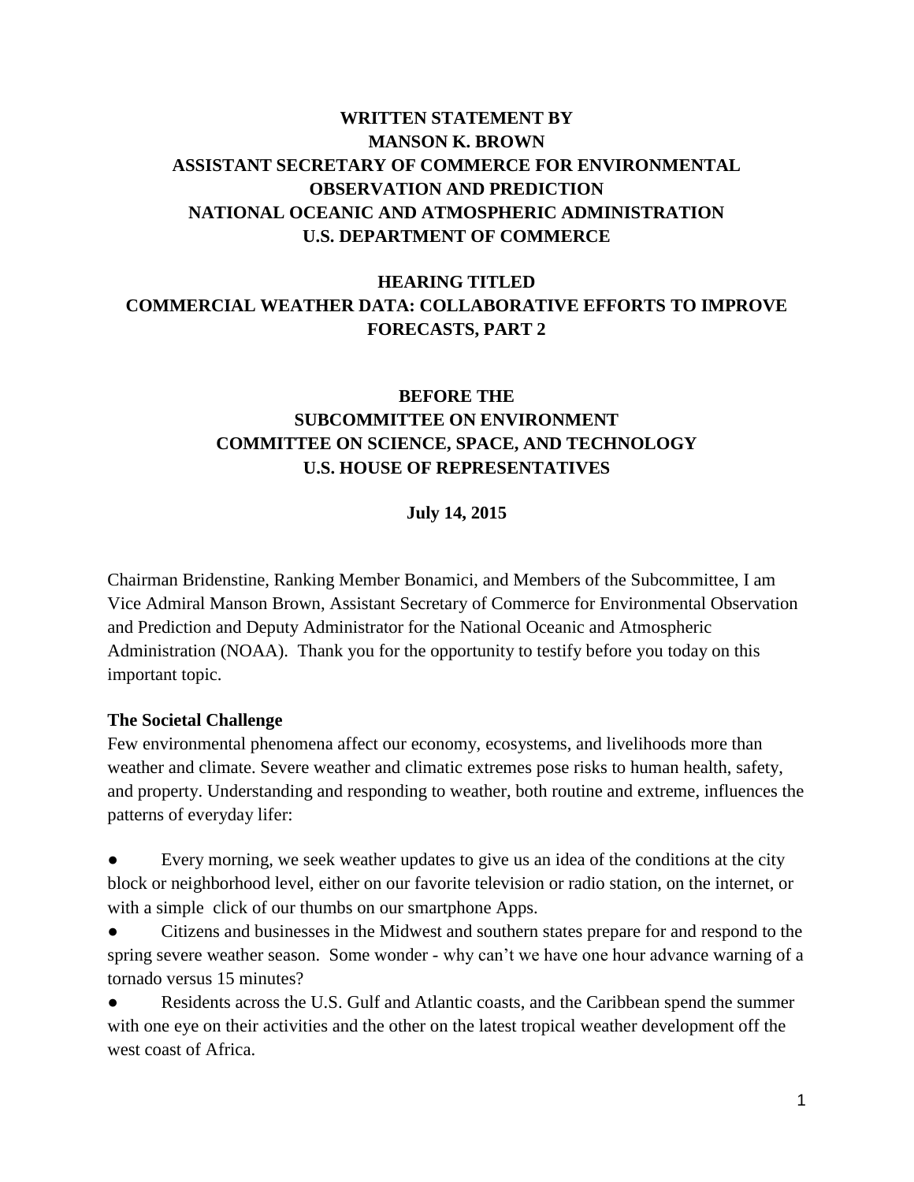**WRITTEN STATEMENT BY**
**MANSON K. BROWN**
**ASSISTANT SECRETARY OF COMMERCE FOR ENVIRONMENTAL OBSERVATION AND PREDICTION**
**NATIONAL OCEANIC AND ATMOSPHERIC ADMINISTRATION**
**U.S. DEPARTMENT OF COMMERCE**

**HEARING TITLED**
**COMMERCIAL WEATHER DATA: COLLABORATIVE EFFORTS TO IMPROVE FORECASTS, PART 2**

**BEFORE THE**
**SUBCOMMITTEE ON ENVIRONMENT**
**COMMITTEE ON SCIENCE, SPACE, AND TECHNOLOGY**
**U.S. HOUSE OF REPRESENTATIVES**

**July 14, 2015**

Chairman Bridenstine, Ranking Member Bonamici, and Members of the Subcommittee, I am Vice Admiral Manson Brown, Assistant Secretary of Commerce for Environmental Observation and Prediction and Deputy Administrator for the National Oceanic and Atmospheric Administration (NOAA). Thank you for the opportunity to testify before you today on this important topic.

**The Societal Challenge**

Few environmental phenomena affect our economy, ecosystems, and livelihoods more than weather and climate. Severe weather and climatic extremes pose risks to human health, safety, and property. Understanding and responding to weather, both routine and extreme, influences the patterns of everyday lifer:

- Every morning, we seek weather updates to give us an idea of the conditions at the city block or neighborhood level, either on our favorite television or radio station, on the internet, or with a simple click of our thumbs on our smartphone Apps.
- Citizens and businesses in the Midwest and southern states prepare for and respond to the spring severe weather season. Some wonder - why can't we have one hour advance warning of a tornado versus 15 minutes?
- Residents across the U.S. Gulf and Atlantic coasts, and the Caribbean spend the summer with one eye on their activities and the other on the latest tropical weather development off the west coast of Africa.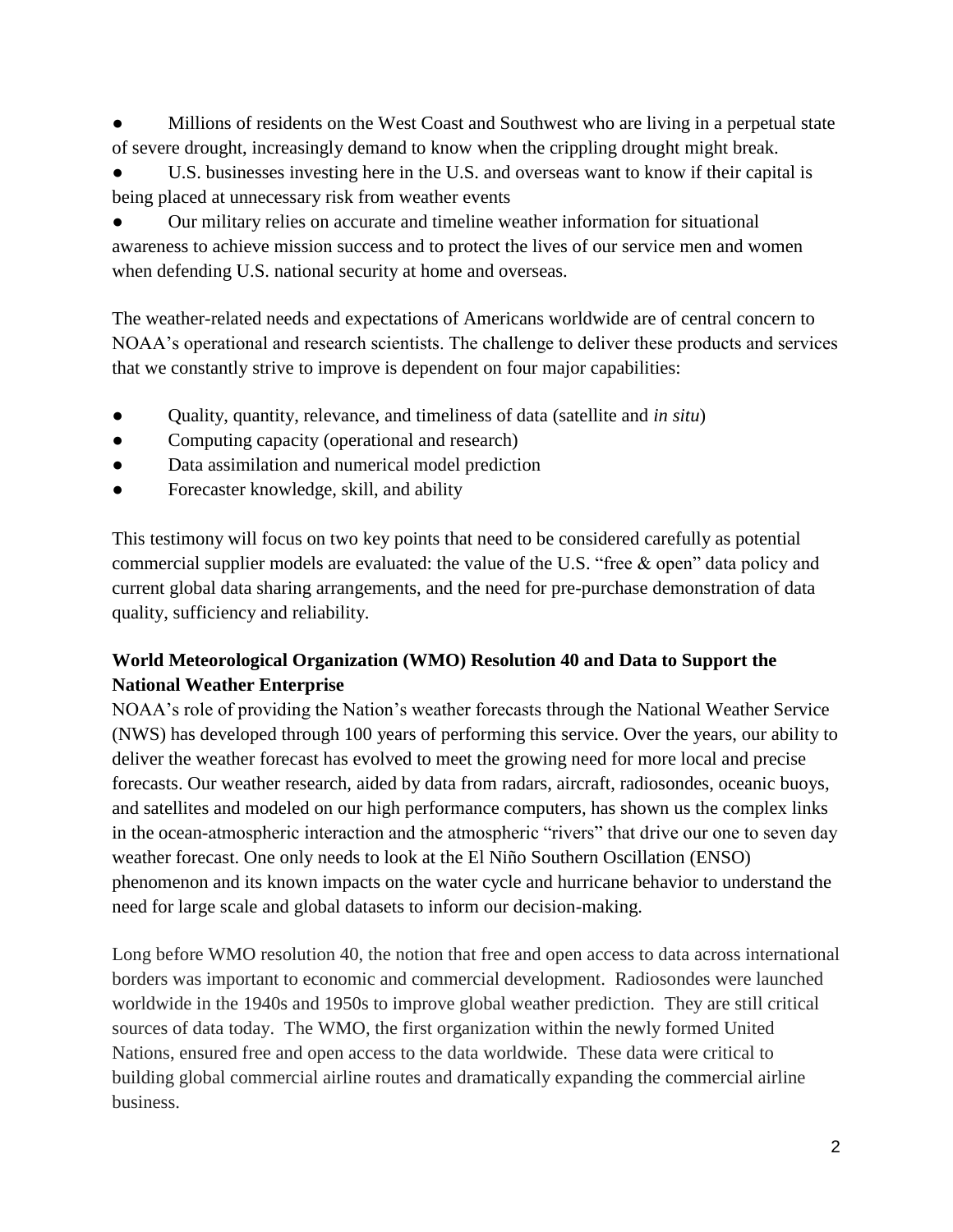- Millions of residents on the West Coast and Southwest who are living in a perpetual state of severe drought, increasingly demand to know when the crippling drought might break.
- U.S. businesses investing here in the U.S. and overseas want to know if their capital is being placed at unnecessary risk from weather events
- Our military relies on accurate and timeline weather information for situational awareness to achieve mission success and to protect the lives of our service men and women when defending U.S. national security at home and overseas.

The weather-related needs and expectations of Americans worldwide are of central concern to NOAA's operational and research scientists. The challenge to deliver these products and services that we constantly strive to improve is dependent on four major capabilities:

- Quality, quantity, relevance, and timeliness of data (satellite and *in situ*)
- Computing capacity (operational and research)
- Data assimilation and numerical model prediction
- Forecaster knowledge, skill, and ability

This testimony will focus on two key points that need to be considered carefully as potential commercial supplier models are evaluated: the value of the U.S. "free & open" data policy and current global data sharing arrangements, and the need for pre-purchase demonstration of data quality, sufficiency and reliability.

**World Meteorological Organization (WMO) Resolution 40 and Data to Support the National Weather Enterprise**

NOAA's role of providing the Nation's weather forecasts through the National Weather Service (NWS) has developed through 100 years of performing this service. Over the years, our ability to deliver the weather forecast has evolved to meet the growing need for more local and precise forecasts. Our weather research, aided by data from radars, aircraft, radiosondes, oceanic buoys, and satellites and modeled on our high performance computers, has shown us the complex links in the ocean-atmospheric interaction and the atmospheric "rivers" that drive our one to seven day weather forecast. One only needs to look at the El Niño Southern Oscillation (ENSO) phenomenon and its known impacts on the water cycle and hurricane behavior to understand the need for large scale and global datasets to inform our decision-making.

Long before WMO resolution 40, the notion that free and open access to data across international borders was important to economic and commercial development. Radiosondes were launched worldwide in the 1940s and 1950s to improve global weather prediction. They are still critical sources of data today. The WMO, the first organization within the newly formed United Nations, ensured free and open access to the data worldwide. These data were critical to building global commercial airline routes and dramatically expanding the commercial airline business.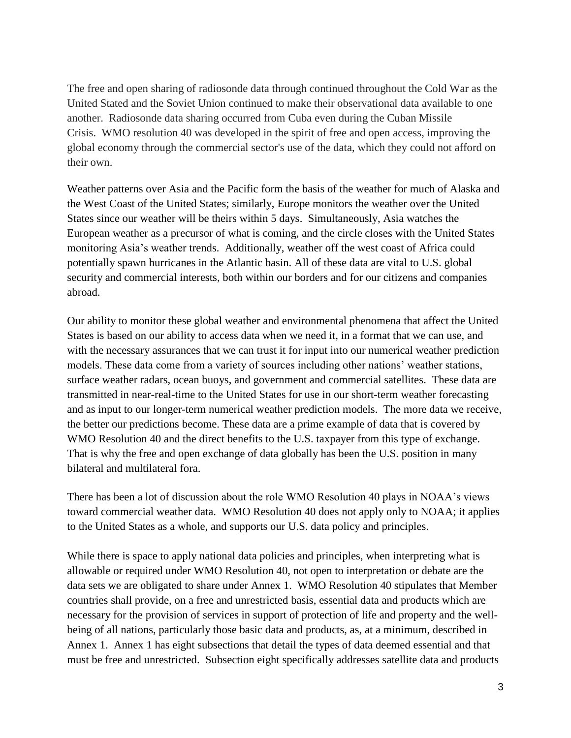The free and open sharing of radiosonde data through continued throughout the Cold War as the United Stated and the Soviet Union continued to make their observational data available to one another. Radiosonde data sharing occurred from Cuba even during the Cuban Missile Crisis. WMO resolution 40 was developed in the spirit of free and open access, improving the global economy through the commercial sector's use of the data, which they could not afford on their own.

Weather patterns over Asia and the Pacific form the basis of the weather for much of Alaska and the West Coast of the United States; similarly, Europe monitors the weather over the United States since our weather will be theirs within 5 days. Simultaneously, Asia watches the European weather as a precursor of what is coming, and the circle closes with the United States monitoring Asia's weather trends. Additionally, weather off the west coast of Africa could potentially spawn hurricanes in the Atlantic basin. All of these data are vital to U.S. global security and commercial interests, both within our borders and for our citizens and companies abroad.

Our ability to monitor these global weather and environmental phenomena that affect the United States is based on our ability to access data when we need it, in a format that we can use, and with the necessary assurances that we can trust it for input into our numerical weather prediction models. These data come from a variety of sources including other nations' weather stations, surface weather radars, ocean buoys, and government and commercial satellites. These data are transmitted in near-real-time to the United States for use in our short-term weather forecasting and as input to our longer-term numerical weather prediction models. The more data we receive, the better our predictions become. These data are a prime example of data that is covered by WMO Resolution 40 and the direct benefits to the U.S. taxpayer from this type of exchange. That is why the free and open exchange of data globally has been the U.S. position in many bilateral and multilateral fora.

There has been a lot of discussion about the role WMO Resolution 40 plays in NOAA's views toward commercial weather data. WMO Resolution 40 does not apply only to NOAA; it applies to the United States as a whole, and supports our U.S. data policy and principles.

While there is space to apply national data policies and principles, when interpreting what is allowable or required under WMO Resolution 40, not open to interpretation or debate are the data sets we are obligated to share under Annex 1. WMO Resolution 40 stipulates that Member countries shall provide, on a free and unrestricted basis, essential data and products which are necessary for the provision of services in support of protection of life and property and the well-being of all nations, particularly those basic data and products, as, at a minimum, described in Annex 1. Annex 1 has eight subsections that detail the types of data deemed essential and that must be free and unrestricted. Subsection eight specifically addresses satellite data and products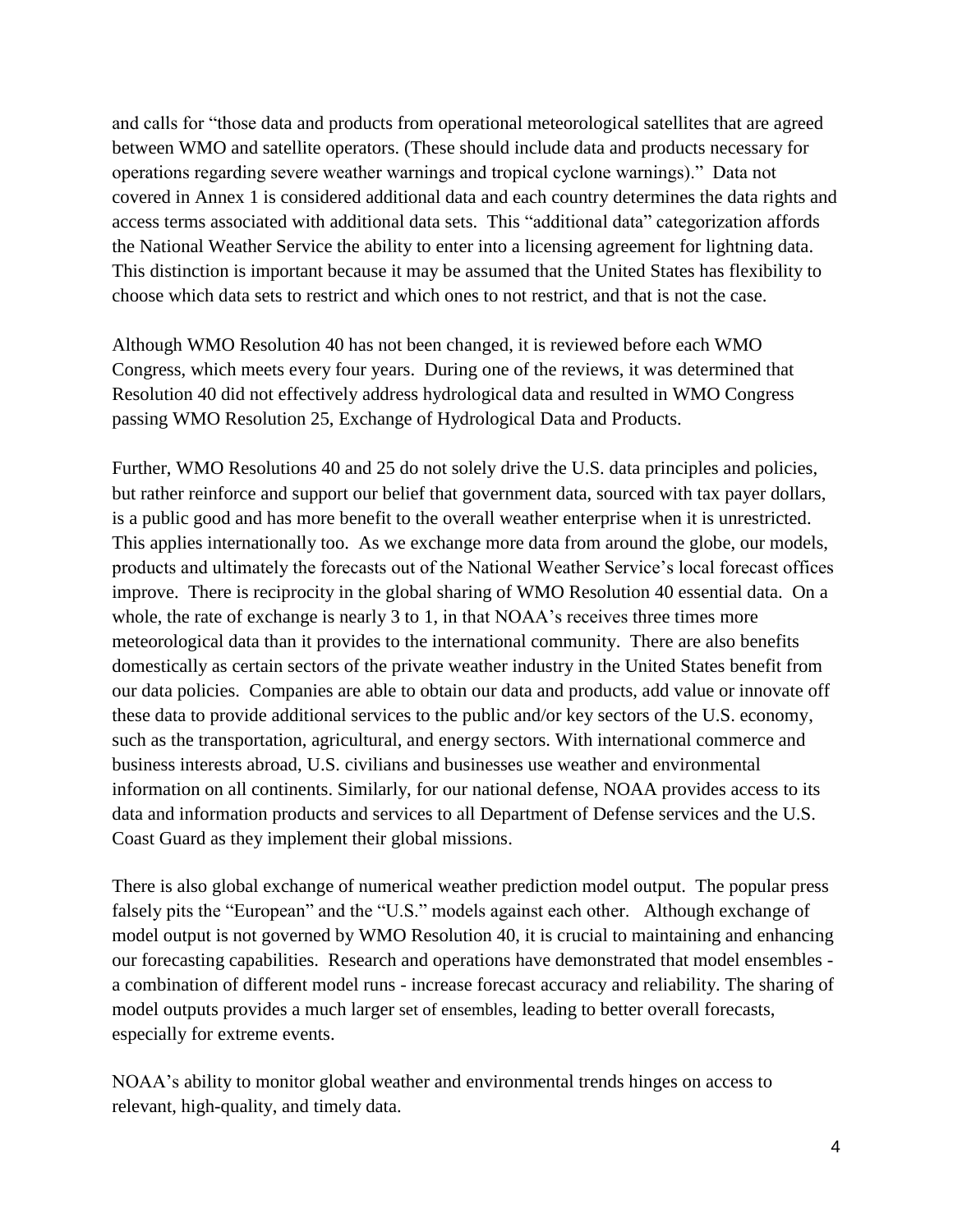and calls for "those data and products from operational meteorological satellites that are agreed between WMO and satellite operators. (These should include data and products necessary for operations regarding severe weather warnings and tropical cyclone warnings)." Data not covered in Annex 1 is considered additional data and each country determines the data rights and access terms associated with additional data sets. This "additional data" categorization affords the National Weather Service the ability to enter into a licensing agreement for lightning data. This distinction is important because it may be assumed that the United States has flexibility to choose which data sets to restrict and which ones to not restrict, and that is not the case.

Although WMO Resolution 40 has not been changed, it is reviewed before each WMO Congress, which meets every four years. During one of the reviews, it was determined that Resolution 40 did not effectively address hydrological data and resulted in WMO Congress passing WMO Resolution 25, Exchange of Hydrological Data and Products.

Further, WMO Resolutions 40 and 25 do not solely drive the U.S. data principles and policies, but rather reinforce and support our belief that government data, sourced with tax payer dollars, is a public good and has more benefit to the overall weather enterprise when it is unrestricted. This applies internationally too. As we exchange more data from around the globe, our models, products and ultimately the forecasts out of the National Weather Service's local forecast offices improve. There is reciprocity in the global sharing of WMO Resolution 40 essential data. On a whole, the rate of exchange is nearly 3 to 1, in that NOAA's receives three times more meteorological data than it provides to the international community. There are also benefits domestically as certain sectors of the private weather industry in the United States benefit from our data policies. Companies are able to obtain our data and products, add value or innovate off these data to provide additional services to the public and/or key sectors of the U.S. economy, such as the transportation, agricultural, and energy sectors. With international commerce and business interests abroad, U.S. civilians and businesses use weather and environmental information on all continents. Similarly, for our national defense, NOAA provides access to its data and information products and services to all Department of Defense services and the U.S. Coast Guard as they implement their global missions.

There is also global exchange of numerical weather prediction model output. The popular press falsely pits the "European" and the "U.S." models against each other. Although exchange of model output is not governed by WMO Resolution 40, it is crucial to maintaining and enhancing our forecasting capabilities. Research and operations have demonstrated that model ensembles - a combination of different model runs - increase forecast accuracy and reliability. The sharing of model outputs provides a much larger set of ensembles, leading to better overall forecasts, especially for extreme events.

NOAA's ability to monitor global weather and environmental trends hinges on access to relevant, high-quality, and timely data.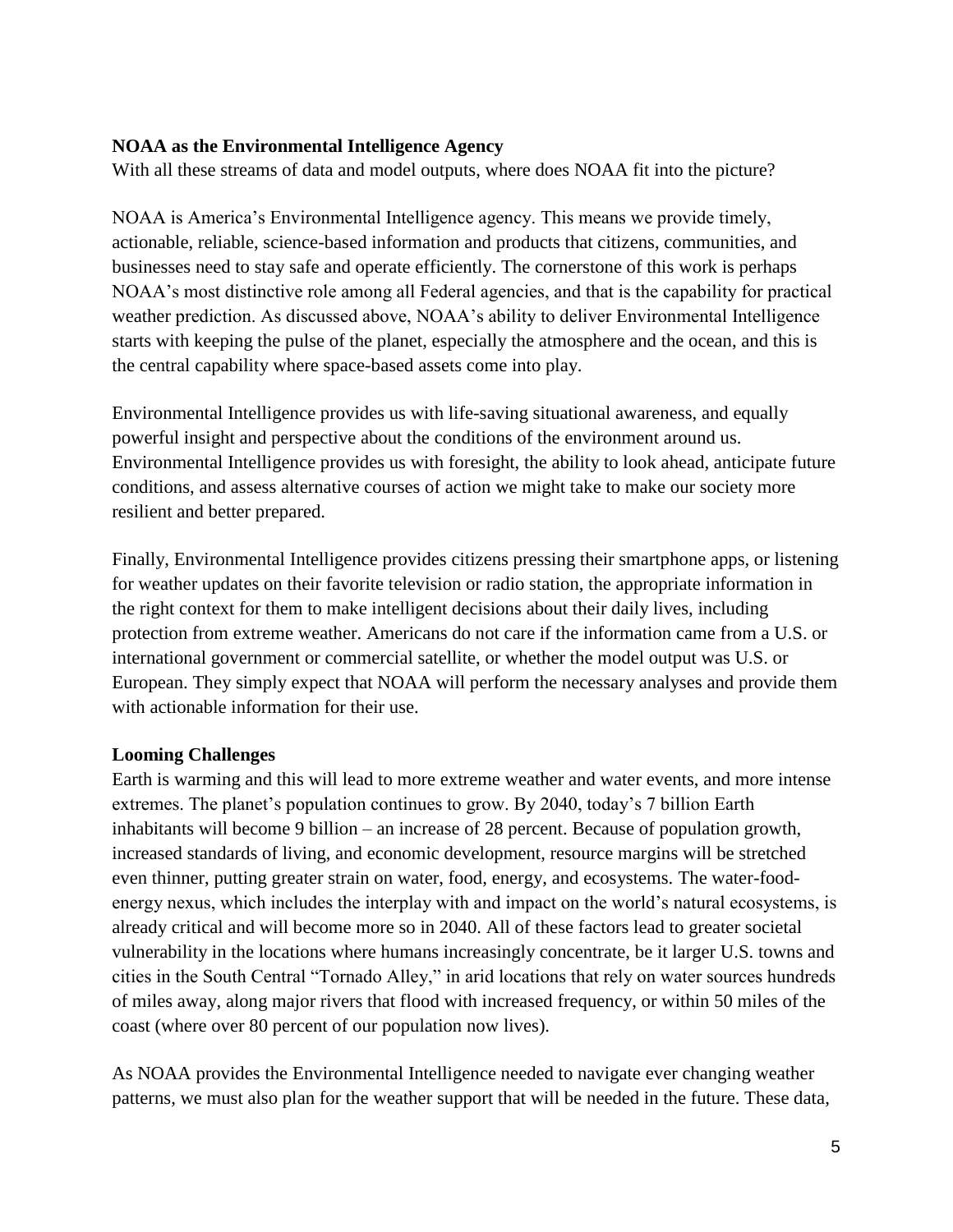**NOAA as the Environmental Intelligence Agency**

With all these streams of data and model outputs, where does NOAA fit into the picture?

NOAA is America's Environmental Intelligence agency. This means we provide timely, actionable, reliable, science-based information and products that citizens, communities, and businesses need to stay safe and operate efficiently. The cornerstone of this work is perhaps NOAA's most distinctive role among all Federal agencies, and that is the capability for practical weather prediction. As discussed above, NOAA's ability to deliver Environmental Intelligence starts with keeping the pulse of the planet, especially the atmosphere and the ocean, and this is the central capability where space-based assets come into play.

Environmental Intelligence provides us with life-saving situational awareness, and equally powerful insight and perspective about the conditions of the environment around us. Environmental Intelligence provides us with foresight, the ability to look ahead, anticipate future conditions, and assess alternative courses of action we might take to make our society more resilient and better prepared.

Finally, Environmental Intelligence provides citizens pressing their smartphone apps, or listening for weather updates on their favorite television or radio station, the appropriate information in the right context for them to make intelligent decisions about their daily lives, including protection from extreme weather. Americans do not care if the information came from a U.S. or international government or commercial satellite, or whether the model output was U.S. or European. They simply expect that NOAA will perform the necessary analyses and provide them with actionable information for their use.

**Looming Challenges**

Earth is warming and this will lead to more extreme weather and water events, and more intense extremes. The planet's population continues to grow. By 2040, today's 7 billion Earth inhabitants will become 9 billion – an increase of 28 percent. Because of population growth, increased standards of living, and economic development, resource margins will be stretched even thinner, putting greater strain on water, food, energy, and ecosystems. The water-food-energy nexus, which includes the interplay with and impact on the world's natural ecosystems, is already critical and will become more so in 2040. All of these factors lead to greater societal vulnerability in the locations where humans increasingly concentrate, be it larger U.S. towns and cities in the South Central "Tornado Alley," in arid locations that rely on water sources hundreds of miles away, along major rivers that flood with increased frequency, or within 50 miles of the coast (where over 80 percent of our population now lives).

As NOAA provides the Environmental Intelligence needed to navigate ever changing weather patterns, we must also plan for the weather support that will be needed in the future. These data,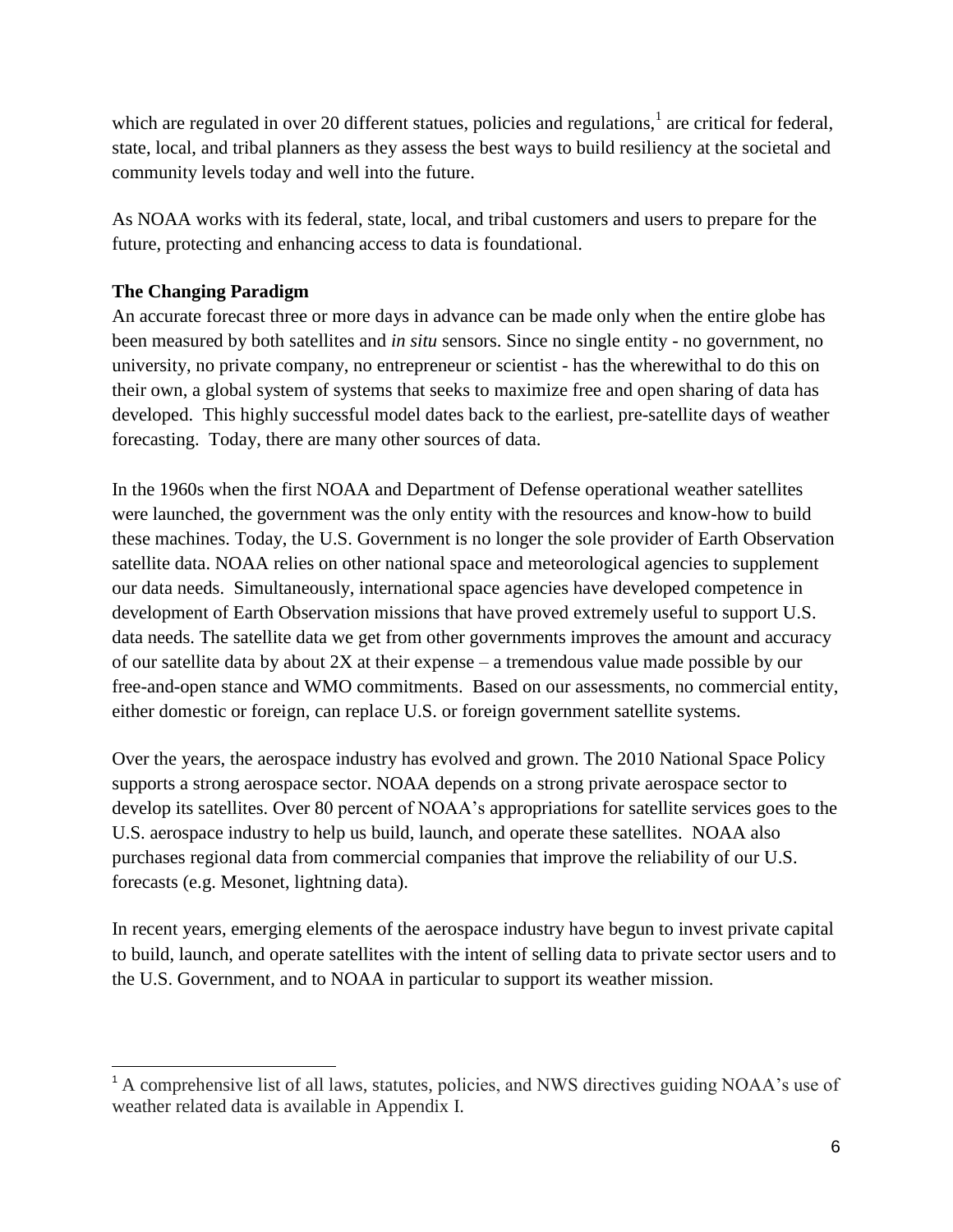which are regulated in over 20 different statues, policies and regulations,[1] are critical for federal, state, local, and tribal planners as they assess the best ways to build resiliency at the societal and community levels today and well into the future.

As NOAA works with its federal, state, local, and tribal customers and users to prepare for the future, protecting and enhancing access to data is foundational.

**The Changing Paradigm**

An accurate forecast three or more days in advance can be made only when the entire globe has been measured by both satellites and *in situ* sensors. Since no single entity - no government, no university, no private company, no entrepreneur or scientist - has the wherewithal to do this on their own, a global system of systems that seeks to maximize free and open sharing of data has developed. This highly successful model dates back to the earliest, pre-satellite days of weather forecasting. Today, there are many other sources of data.

In the 1960s when the first NOAA and Department of Defense operational weather satellites were launched, the government was the only entity with the resources and know-how to build these machines. Today, the U.S. Government is no longer the sole provider of Earth Observation satellite data. NOAA relies on other national space and meteorological agencies to supplement our data needs. Simultaneously, international space agencies have developed competence in development of Earth Observation missions that have proved extremely useful to support U.S. data needs. The satellite data we get from other governments improves the amount and accuracy of our satellite data by about 2X at their expense – a tremendous value made possible by our free-and-open stance and WMO commitments. Based on our assessments, no commercial entity, either domestic or foreign, can replace U.S. or foreign government satellite systems.

Over the years, the aerospace industry has evolved and grown. The 2010 National Space Policy supports a strong aerospace sector. NOAA depends on a strong private aerospace sector to develop its satellites. Over 80 percent of NOAA's appropriations for satellite services goes to the U.S. aerospace industry to help us build, launch, and operate these satellites. NOAA also purchases regional data from commercial companies that improve the reliability of our U.S. forecasts (e.g. Mesonet, lightning data).

In recent years, emerging elements of the aerospace industry have begun to invest private capital to build, launch, and operate satellites with the intent of selling data to private sector users and to the U.S. Government, and to NOAA in particular to support its weather mission.

[1] A comprehensive list of all laws, statutes, policies, and NWS directives guiding NOAA's use of weather related data is available in Appendix I.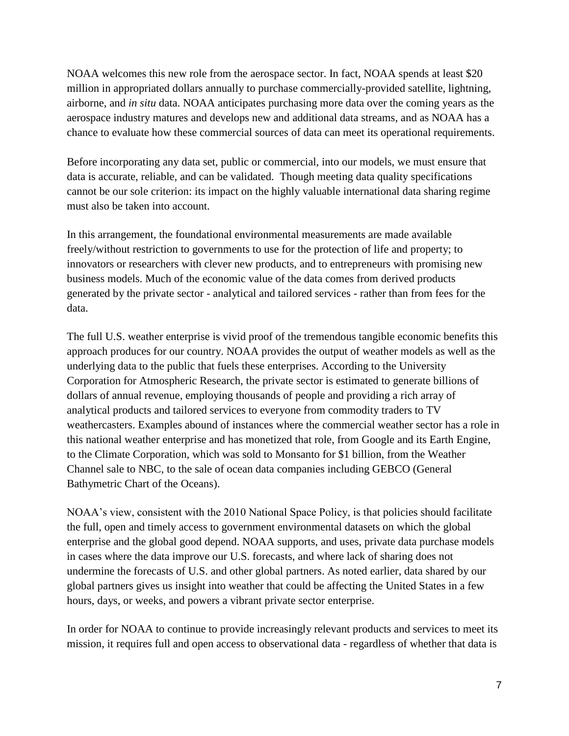NOAA welcomes this new role from the aerospace sector. In fact, NOAA spends at least $20 million in appropriated dollars annually to purchase commercially-provided satellite, lightning, airborne, and *in situ* data. NOAA anticipates purchasing more data over the coming years as the aerospace industry matures and develops new and additional data streams, and as NOAA has a chance to evaluate how these commercial sources of data can meet its operational requirements.

Before incorporating any data set, public or commercial, into our models, we must ensure that data is accurate, reliable, and can be validated. Though meeting data quality specifications cannot be our sole criterion: its impact on the highly valuable international data sharing regime must also be taken into account.

In this arrangement, the foundational environmental measurements are made available freely/without restriction to governments to use for the protection of life and property; to innovators or researchers with clever new products, and to entrepreneurs with promising new business models. Much of the economic value of the data comes from derived products generated by the private sector - analytical and tailored services - rather than from fees for the data.

The full U.S. weather enterprise is vivid proof of the tremendous tangible economic benefits this approach produces for our country. NOAA provides the output of weather models as well as the underlying data to the public that fuels these enterprises. According to the University Corporation for Atmospheric Research, the private sector is estimated to generate billions of dollars of annual revenue, employing thousands of people and providing a rich array of analytical products and tailored services to everyone from commodity traders to TV weathercasters. Examples abound of instances where the commercial weather sector has a role in this national weather enterprise and has monetized that role, from Google and its Earth Engine, to the Climate Corporation, which was sold to Monsanto for $1 billion, from the Weather Channel sale to NBC, to the sale of ocean data companies including GEBCO (General Bathymetric Chart of the Oceans).

NOAA's view, consistent with the 2010 National Space Policy, is that policies should facilitate the full, open and timely access to government environmental datasets on which the global enterprise and the global good depend. NOAA supports, and uses, private data purchase models in cases where the data improve our U.S. forecasts, and where lack of sharing does not undermine the forecasts of U.S. and other global partners. As noted earlier, data shared by our global partners gives us insight into weather that could be affecting the United States in a few hours, days, or weeks, and powers a vibrant private sector enterprise.

In order for NOAA to continue to provide increasingly relevant products and services to meet its mission, it requires full and open access to observational data - regardless of whether that data is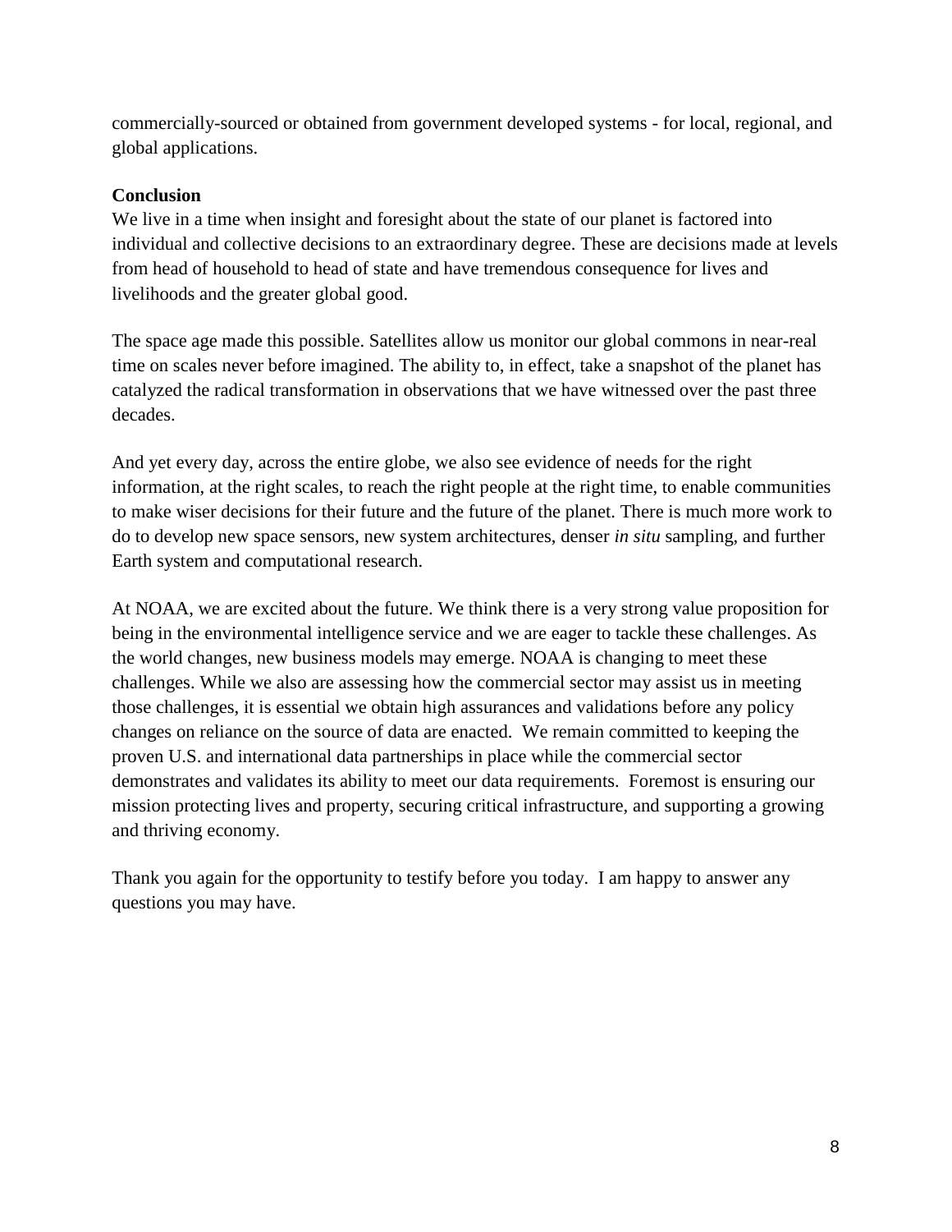commercially-sourced or obtained from government developed systems - for local, regional, and global applications.

**Conclusion**

We live in a time when insight and foresight about the state of our planet is factored into individual and collective decisions to an extraordinary degree. These are decisions made at levels from head of household to head of state and have tremendous consequence for lives and livelihoods and the greater global good.

The space age made this possible. Satellites allow us monitor our global commons in near-real time on scales never before imagined. The ability to, in effect, take a snapshot of the planet has catalyzed the radical transformation in observations that we have witnessed over the past three decades.

And yet every day, across the entire globe, we also see evidence of needs for the right information, at the right scales, to reach the right people at the right time, to enable communities to make wiser decisions for their future and the future of the planet. There is much more work to do to develop new space sensors, new system architectures, denser *in situ* sampling, and further Earth system and computational research.

At NOAA, we are excited about the future. We think there is a very strong value proposition for being in the environmental intelligence service and we are eager to tackle these challenges. As the world changes, new business models may emerge. NOAA is changing to meet these challenges. While we also are assessing how the commercial sector may assist us in meeting those challenges, it is essential we obtain high assurances and validations before any policy changes on reliance on the source of data are enacted. We remain committed to keeping the proven U.S. and international data partnerships in place while the commercial sector demonstrates and validates its ability to meet our data requirements. Foremost is ensuring our mission protecting lives and property, securing critical infrastructure, and supporting a growing and thriving economy.

Thank you again for the opportunity to testify before you today. I am happy to answer any questions you may have.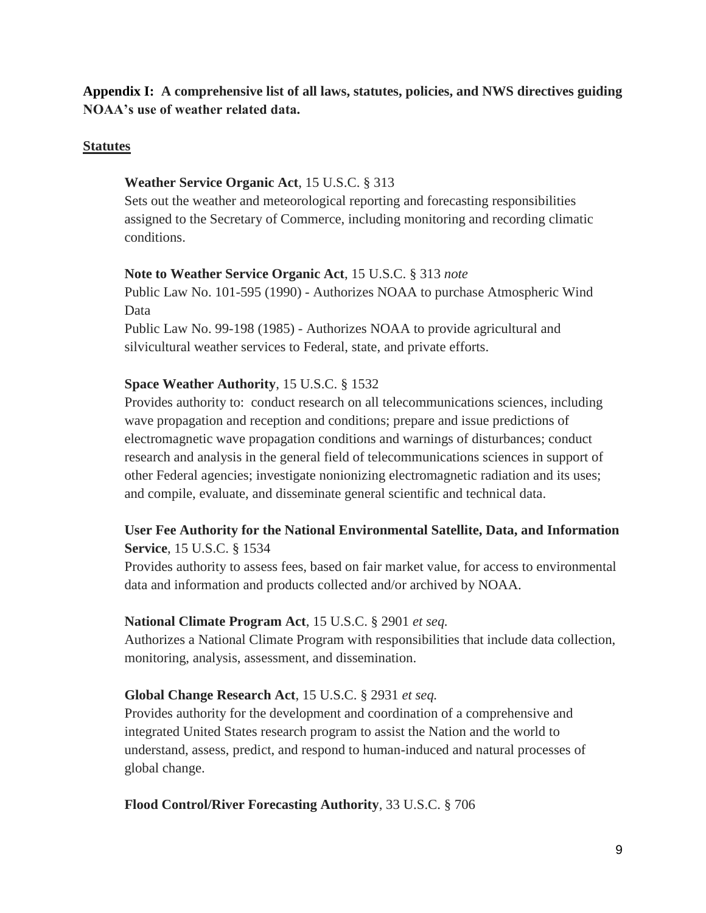**Appendix I: A comprehensive list of all laws, statutes, policies, and NWS directives guiding NOAA's use of weather related data.**

## Statutes

**Weather Service Organic Act**, 15 U.S.C. § 313
Sets out the weather and meteorological reporting and forecasting responsibilities assigned to the Secretary of Commerce, including monitoring and recording climatic conditions.

**Note to Weather Service Organic Act**, 15 U.S.C. § 313 *note*
Public Law No. 101-595 (1990) - Authorizes NOAA to purchase Atmospheric Wind Data
Public Law No. 99-198 (1985) - Authorizes NOAA to provide agricultural and silvicultural weather services to Federal, state, and private efforts.

**Space Weather Authority**, 15 U.S.C. § 1532
Provides authority to: conduct research on all telecommunications sciences, including wave propagation and reception and conditions; prepare and issue predictions of electromagnetic wave propagation conditions and warnings of disturbances; conduct research and analysis in the general field of telecommunications sciences in support of other Federal agencies; investigate nonionizing electromagnetic radiation and its uses; and compile, evaluate, and disseminate general scientific and technical data.

**User Fee Authority for the National Environmental Satellite, Data, and Information Service**, 15 U.S.C. § 1534
Provides authority to assess fees, based on fair market value, for access to environmental data and information and products collected and/or archived by NOAA.

**National Climate Program Act**, 15 U.S.C. § 2901 *et seq.*
Authorizes a National Climate Program with responsibilities that include data collection, monitoring, analysis, assessment, and dissemination.

**Global Change Research Act**, 15 U.S.C. § 2931 *et seq.*
Provides authority for the development and coordination of a comprehensive and integrated United States research program to assist the Nation and the world to understand, assess, predict, and respond to human-induced and natural processes of global change.

**Flood Control/River Forecasting Authority**, 33 U.S.C. § 706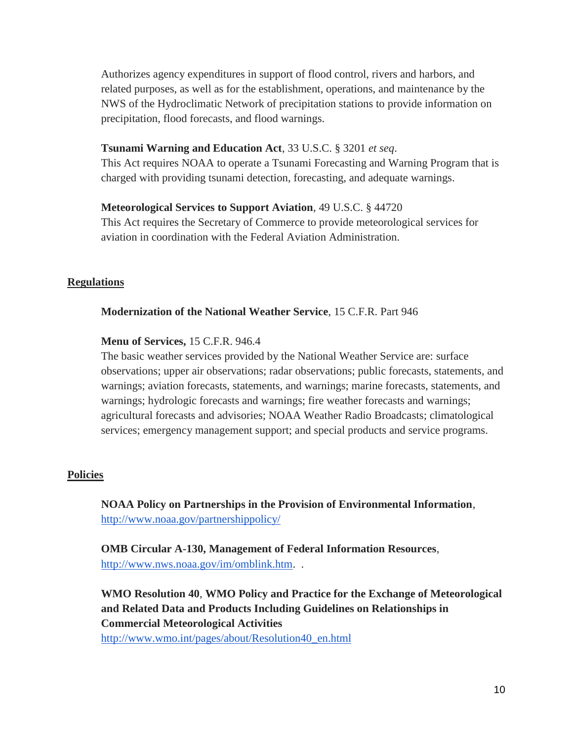Authorizes agency expenditures in support of flood control, rivers and harbors, and related purposes, as well as for the establishment, operations, and maintenance by the NWS of the Hydroclimatic Network of precipitation stations to provide information on precipitation, flood forecasts, and flood warnings.

**Tsunami Warning and Education Act**, 33 U.S.C. § 3201 *et seq*.
This Act requires NOAA to operate a Tsunami Forecasting and Warning Program that is charged with providing tsunami detection, forecasting, and adequate warnings.

**Meteorological Services to Support Aviation**, 49 U.S.C. § 44720
This Act requires the Secretary of Commerce to provide meteorological services for aviation in coordination with the Federal Aviation Administration.

## Regulations

**Modernization of the National Weather Service**, 15 C.F.R. Part 946

**Menu of Services,** 15 C.F.R. 946.4
The basic weather services provided by the National Weather Service are: surface observations; upper air observations; radar observations; public forecasts, statements, and warnings; aviation forecasts, statements, and warnings; marine forecasts, statements, and warnings; hydrologic forecasts and warnings; fire weather forecasts and warnings; agricultural forecasts and advisories; NOAA Weather Radio Broadcasts; climatological services; emergency management support; and special products and service programs.

## Policies

**NOAA Policy on Partnerships in the Provision of Environmental Information**, http://www.noaa.gov/partnershippolicy/

**OMB Circular A-130, Management of Federal Information Resources**, http://www.nws.noaa.gov/im/omblink.htm. .

**WMO Resolution 40**, **WMO Policy and Practice for the Exchange of Meteorological and Related Data and Products Including Guidelines on Relationships in Commercial Meteorological Activities**
http://www.wmo.int/pages/about/Resolution40_en.html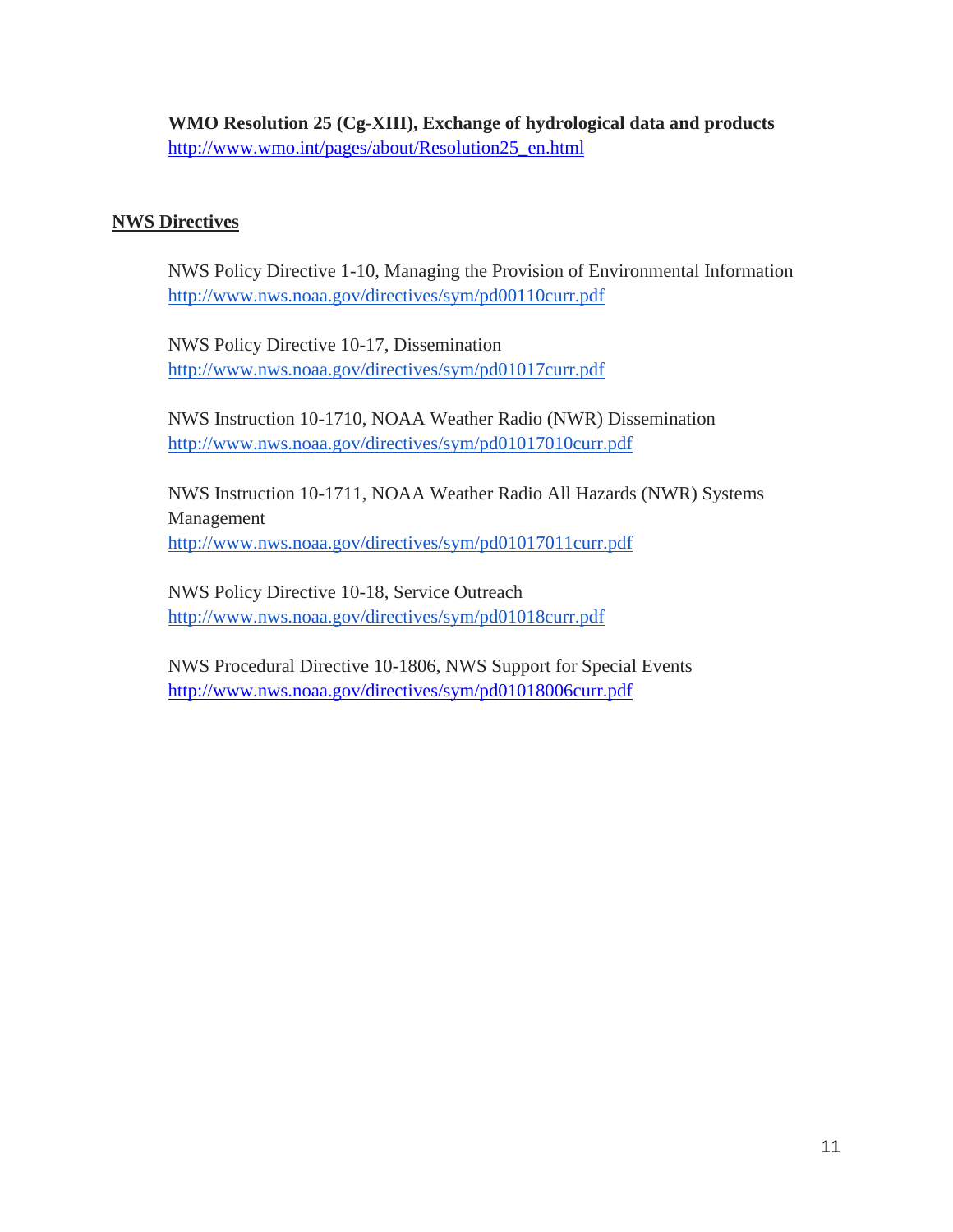**WMO Resolution 25 (Cg-XIII), Exchange of hydrological data and products**
http://www.wmo.int/pages/about/Resolution25_en.html

## NWS Directives

NWS Policy Directive 1-10, Managing the Provision of Environmental Information
http://www.nws.noaa.gov/directives/sym/pd00110curr.pdf

NWS Policy Directive 10-17, Dissemination
http://www.nws.noaa.gov/directives/sym/pd01017curr.pdf

NWS Instruction 10-1710, NOAA Weather Radio (NWR) Dissemination
http://www.nws.noaa.gov/directives/sym/pd01017010curr.pdf

NWS Instruction 10-1711, NOAA Weather Radio All Hazards (NWR) Systems Management
http://www.nws.noaa.gov/directives/sym/pd01017011curr.pdf

NWS Policy Directive 10-18, Service Outreach
http://www.nws.noaa.gov/directives/sym/pd01018curr.pdf

NWS Procedural Directive 10-1806, NWS Support for Special Events
http://www.nws.noaa.gov/directives/sym/pd01018006curr.pdf